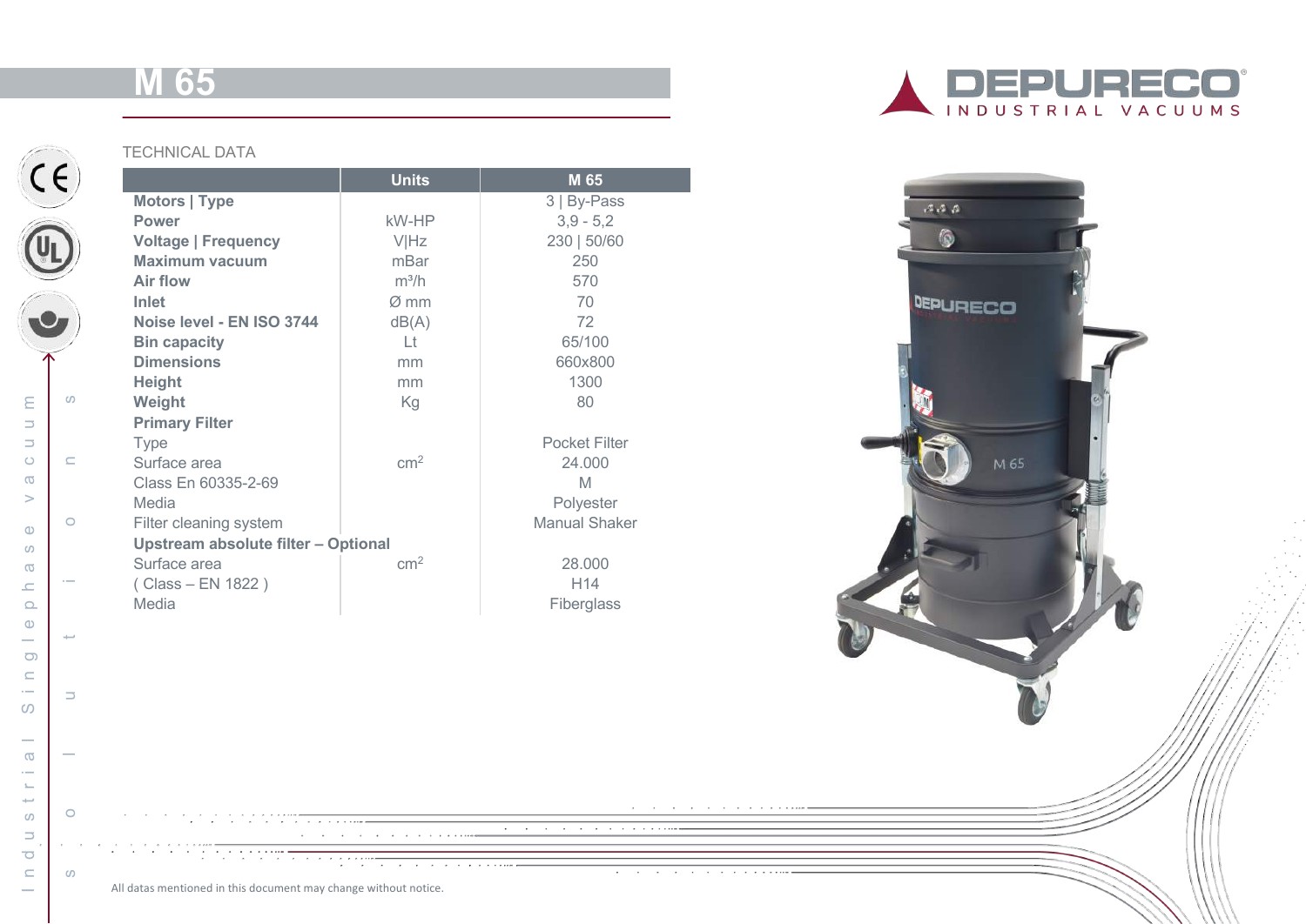# M 65

DEPURECO INDUSTRIAL VACUUMS

TECHNICAL DATA

| | Units | M 65 |
|---|---|---|
| **Motors \| Type** | | 3 \| By-Pass |
| **Power** | kW-HP | 3,9 - 5,2 |
| **Voltage \| Frequency** | V\|Hz | 230 \| 50/60 |
| **Maximum vacuum** | mBar | 250 |
| **Air flow** | $m^3/h$ | 570 |
| **Inlet** | Ø mm | 70 |
| **Noise level - EN ISO 3744** | dB(A) | 72 |
| **Bin capacity** | Lt | 65/100 |
| **Dimensions** | mm | 660x800 |
| **Height** | mm | 1300 |
| **Weight** | Kg | 80 |
| **Primary Filter** | | |
| Type | | Pocket Filter |
| Surface area | $cm^2$ | 24.000 |
| Class En 60335-2-69 | | M |
| Media | | Polyester |
| Filter cleaning system | | Manual Shaker |
| **Upstream absolute filter – Optional** | | |
| Surface area | $cm^2$ | 28.000 |
| ( Class – EN 1822 ) | | H14 |
| Media | | Fiberglass |

Industrial Singlephase vacuums

Industrial Singlephase vacuums solutions

All datas mentioned in this document may change without notice.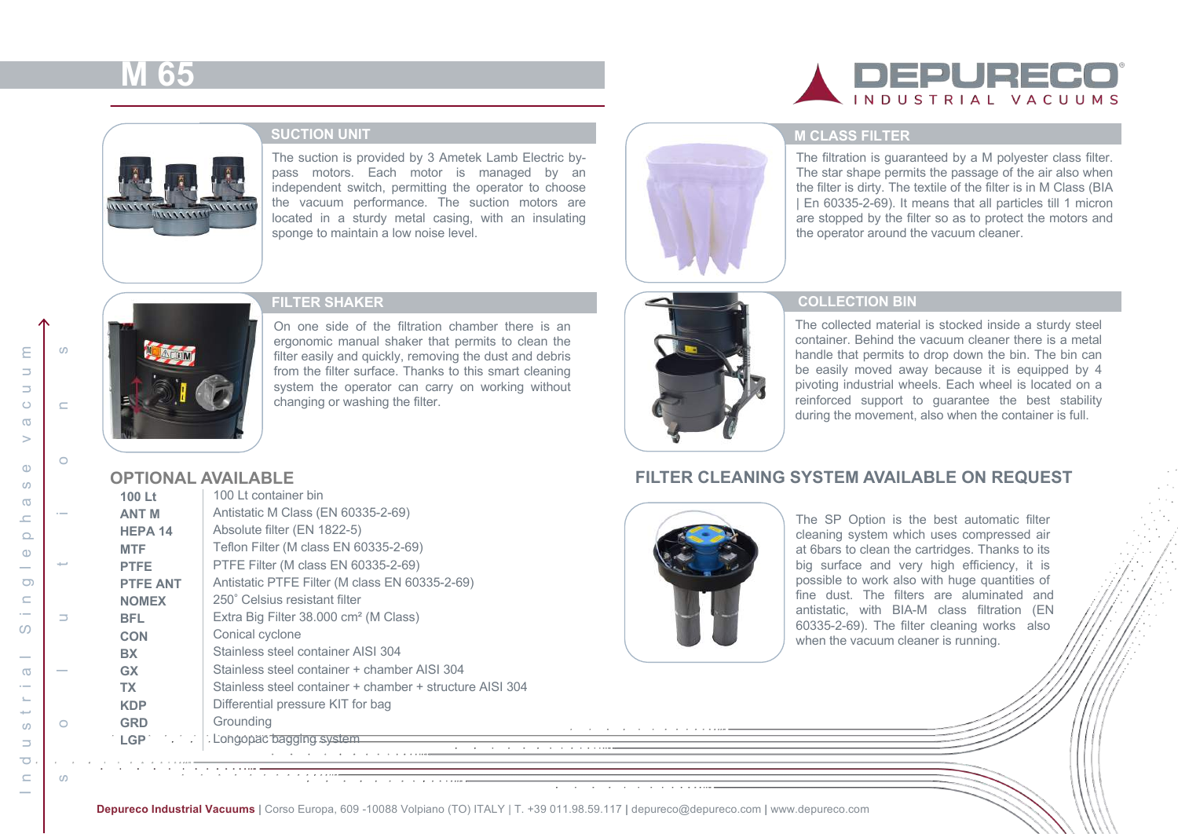# M 65

## SUCTION UNIT

The suction is provided by 3 Ametek Lamb Electric by-pass motors. Each motor is managed by an independent switch, permitting the operator to choose the vacuum performance. The suction motors are located in a sturdy metal casing, with an insulating sponge to maintain a low noise level.

## M CLASS FILTER

The filtration is guaranteed by a M polyester class filter. The star shape permits the passage of the air also when the filter is dirty. The textile of the filter is in M Class (BIA | En 60335-2-69). It means that all particles till 1 micron are stopped by the filter so as to protect the motors and the operator around the vacuum cleaner.

## FILTER SHAKER

On one side of the filtration chamber there is an ergonomic manual shaker that permits to clean the filter easily and quickly, removing the dust and debris from the filter surface. Thanks to this smart cleaning system the operator can carry on working without changing or washing the filter.

## COLLECTION BIN

The collected material is stocked inside a sturdy steel container. Behind the vacuum cleaner there is a metal handle that permits to drop down the bin. The bin can be easily moved away because it is equipped by 4 pivoting industrial wheels. Each wheel is located on a reinforced support to guarantee the best stability during the movement, also when the container is full.

## OPTIONAL AVAILABLE

| | |
|---|---|
| **100 Lt** | 100 Lt container bin |
| **ANT M** | Antistatic M Class (EN 60335-2-69) |
| **HEPA 14** | Absolute filter (EN 1822-5) |
| **MTF** | Teflon Filter (M class EN 60335-2-69) |
| **PTFE** | PTFE Filter (M class EN 60335-2-69) |
| **PTFE ANT** | Antistatic PTFE Filter (M class EN 60335-2-69) |
| **NOMEX** | 250° Celsius resistant filter |
| **BFL** | Extra Big Filter 38.000 cm² (M Class) |
| **CON** | Conical cyclone |
| **BX** | Stainless steel container AISI 304 |
| **GX** | Stainless steel container + chamber AISI 304 |
| **TX** | Stainless steel container + chamber + structure AISI 304 |
| **KDP** | Differential pressure KIT for bag |
| **GRD** | Grounding |
| **LGP** | Longopac bagging system |

## FILTER CLEANING SYSTEM AVAILABLE ON REQUEST

The SP Option is the best automatic filter cleaning system which uses compressed air at 6bars to clean the cartridges. Thanks to its big surface and very high efficiency, it is possible to work also with huge quantities of fine dust. The filters are aluminated and antistatic, with BIA-M class filtration (EN 60335-2-69). The filter cleaning works also when the vacuum cleaner is running.

**Depureco Industrial Vacuums** | Corso Europa, 609 -10088 Volpiano (TO) ITALY | T. +39 011.98.59.117 | depureco@depureco.com | www.depureco.com